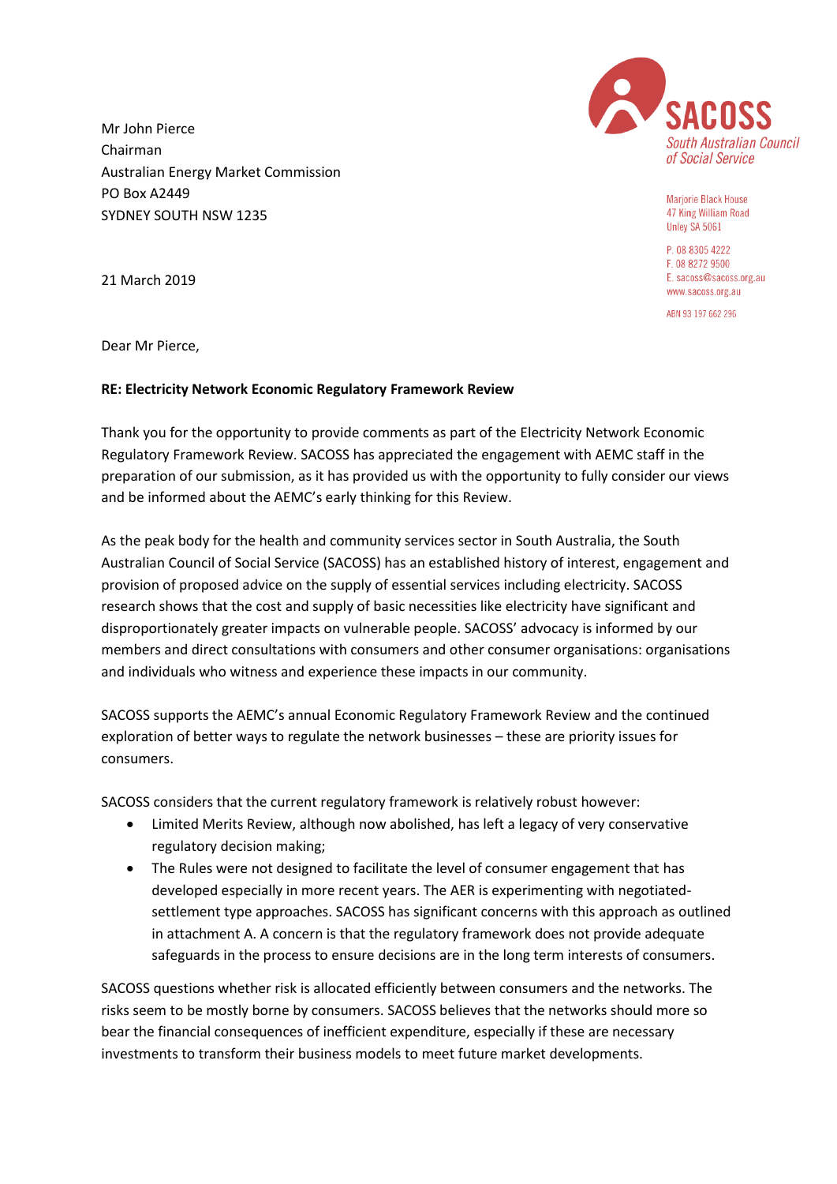Mr John Pierce
Chairman
Australian Energy Market Commission
PO Box A2449
SYDNEY SOUTH NSW 1235

**SACOSS**
*South Australian Council of Social Service*

Marjorie Black House
47 King William Road
Unley SA 5061

P. 08 8305 4222
F. 08 8272 9500
E. sacoss@sacoss.org.au
www.sacoss.org.au

ABN 93 197 662 296

21 March 2019

Dear Mr Pierce,

**RE: Electricity Network Economic Regulatory Framework Review**

Thank you for the opportunity to provide comments as part of the Electricity Network Economic Regulatory Framework Review. SACOSS has appreciated the engagement with AEMC staff in the preparation of our submission, as it has provided us with the opportunity to fully consider our views and be informed about the AEMC's early thinking for this Review.

As the peak body for the health and community services sector in South Australia, the South Australian Council of Social Service (SACOSS) has an established history of interest, engagement and provision of proposed advice on the supply of essential services including electricity. SACOSS research shows that the cost and supply of basic necessities like electricity have significant and disproportionately greater impacts on vulnerable people. SACOSS' advocacy is informed by our members and direct consultations with consumers and other consumer organisations: organisations and individuals who witness and experience these impacts in our community.

SACOSS supports the AEMC's annual Economic Regulatory Framework Review and the continued exploration of better ways to regulate the network businesses – these are priority issues for consumers.

SACOSS considers that the current regulatory framework is relatively robust however:

- Limited Merits Review, although now abolished, has left a legacy of very conservative regulatory decision making;
- The Rules were not designed to facilitate the level of consumer engagement that has developed especially in more recent years. The AER is experimenting with negotiated-settlement type approaches. SACOSS has significant concerns with this approach as outlined in attachment A. A concern is that the regulatory framework does not provide adequate safeguards in the process to ensure decisions are in the long term interests of consumers.

SACOSS questions whether risk is allocated efficiently between consumers and the networks. The risks seem to be mostly borne by consumers. SACOSS believes that the networks should more so bear the financial consequences of inefficient expenditure, especially if these are necessary investments to transform their business models to meet future market developments.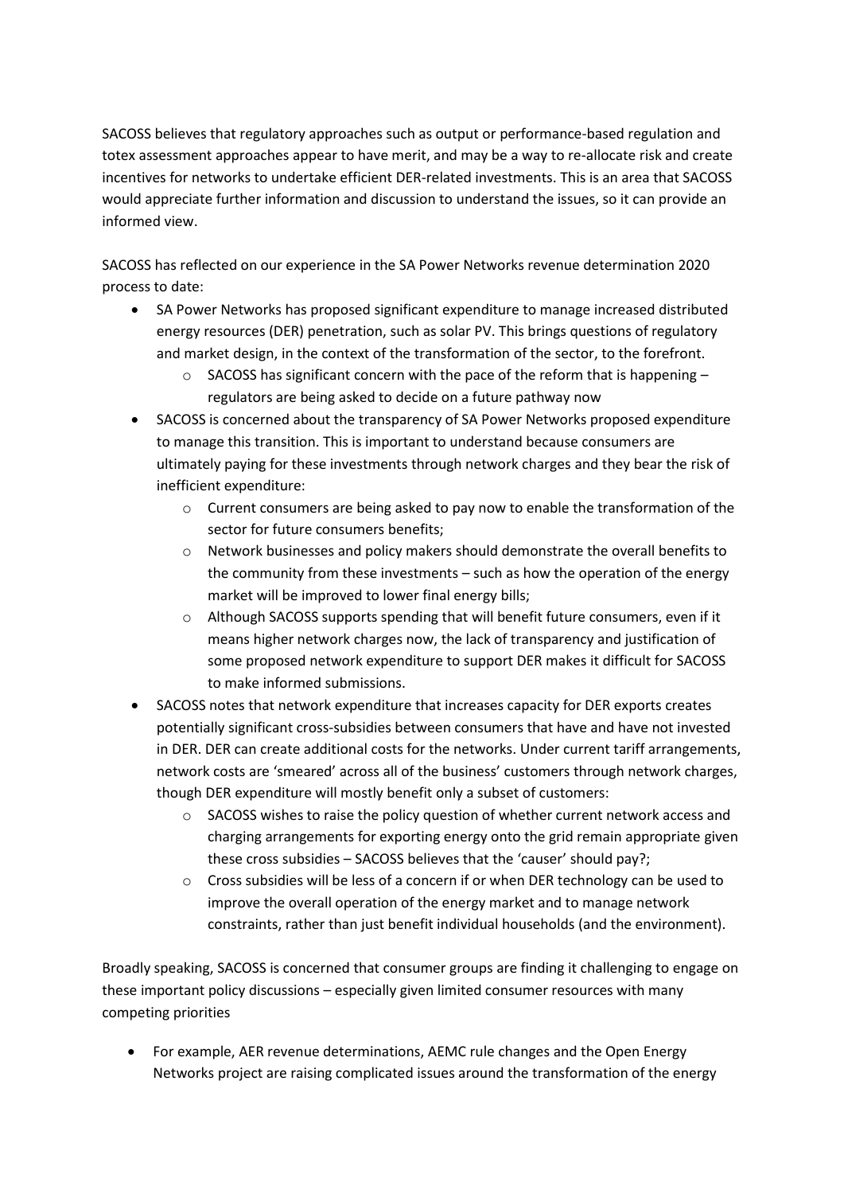SACOSS believes that regulatory approaches such as output or performance-based regulation and totex assessment approaches appear to have merit, and may be a way to re-allocate risk and create incentives for networks to undertake efficient DER-related investments. This is an area that SACOSS would appreciate further information and discussion to understand the issues, so it can provide an informed view.

SACOSS has reflected on our experience in the SA Power Networks revenue determination 2020 process to date:

- SA Power Networks has proposed significant expenditure to manage increased distributed energy resources (DER) penetration, such as solar PV. This brings questions of regulatory and market design, in the context of the transformation of the sector, to the forefront.
    - SACOSS has significant concern with the pace of the reform that is happening – regulators are being asked to decide on a future pathway now
- SACOSS is concerned about the transparency of SA Power Networks proposed expenditure to manage this transition. This is important to understand because consumers are ultimately paying for these investments through network charges and they bear the risk of inefficient expenditure:
    - Current consumers are being asked to pay now to enable the transformation of the sector for future consumers benefits;
    - Network businesses and policy makers should demonstrate the overall benefits to the community from these investments – such as how the operation of the energy market will be improved to lower final energy bills;
    - Although SACOSS supports spending that will benefit future consumers, even if it means higher network charges now, the lack of transparency and justification of some proposed network expenditure to support DER makes it difficult for SACOSS to make informed submissions.
- SACOSS notes that network expenditure that increases capacity for DER exports creates potentially significant cross-subsidies between consumers that have and have not invested in DER. DER can create additional costs for the networks. Under current tariff arrangements, network costs are 'smeared' across all of the business' customers through network charges, though DER expenditure will mostly benefit only a subset of customers:
    - SACOSS wishes to raise the policy question of whether current network access and charging arrangements for exporting energy onto the grid remain appropriate given these cross subsidies – SACOSS believes that the 'causer' should pay?;
    - Cross subsidies will be less of a concern if or when DER technology can be used to improve the overall operation of the energy market and to manage network constraints, rather than just benefit individual households (and the environment).

Broadly speaking, SACOSS is concerned that consumer groups are finding it challenging to engage on these important policy discussions – especially given limited consumer resources with many competing priorities

- For example, AER revenue determinations, AEMC rule changes and the Open Energy Networks project are raising complicated issues around the transformation of the energy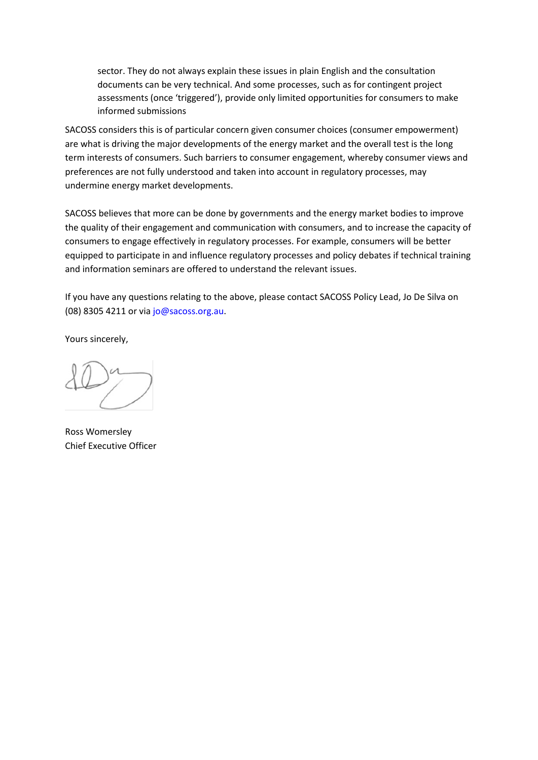sector. They do not always explain these issues in plain English and the consultation documents can be very technical. And some processes, such as for contingent project assessments (once 'triggered'), provide only limited opportunities for consumers to make informed submissions

SACOSS considers this is of particular concern given consumer choices (consumer empowerment) are what is driving the major developments of the energy market and the overall test is the long term interests of consumers. Such barriers to consumer engagement, whereby consumer views and preferences are not fully understood and taken into account in regulatory processes, may undermine energy market developments.

SACOSS believes that more can be done by governments and the energy market bodies to improve the quality of their engagement and communication with consumers, and to increase the capacity of consumers to engage effectively in regulatory processes. For example, consumers will be better equipped to participate in and influence regulatory processes and policy debates if technical training and information seminars are offered to understand the relevant issues.

If you have any questions relating to the above, please contact SACOSS Policy Lead, Jo De Silva on (08) 8305 4211 or via jo@sacoss.org.au.

Yours sincerely,

Ross Womersley
Chief Executive Officer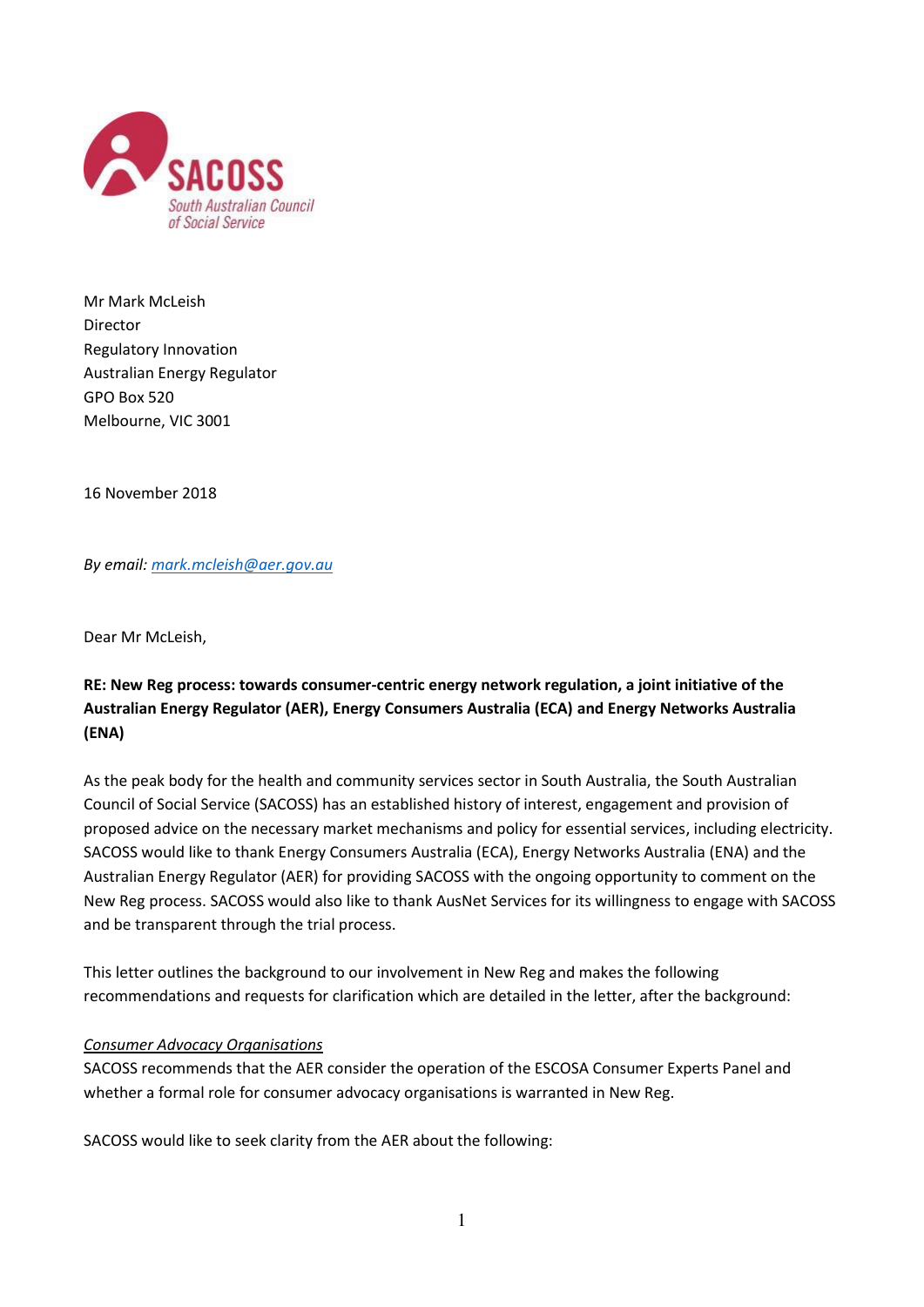Mr Mark McLeish
Director
Regulatory Innovation
Australian Energy Regulator
GPO Box 520
Melbourne, VIC 3001

16 November 2018

*By email: mark.mcleish@aer.gov.au*

Dear Mr McLeish,

**RE: New Reg process: towards consumer-centric energy network regulation, a joint initiative of the Australian Energy Regulator (AER), Energy Consumers Australia (ECA) and Energy Networks Australia (ENA)**

As the peak body for the health and community services sector in South Australia, the South Australian Council of Social Service (SACOSS) has an established history of interest, engagement and provision of proposed advice on the necessary market mechanisms and policy for essential services, including electricity. SACOSS would like to thank Energy Consumers Australia (ECA), Energy Networks Australia (ENA) and the Australian Energy Regulator (AER) for providing SACOSS with the ongoing opportunity to comment on the New Reg process. SACOSS would also like to thank AusNet Services for its willingness to engage with SACOSS and be transparent through the trial process.

This letter outlines the background to our involvement in New Reg and makes the following recommendations and requests for clarification which are detailed in the letter, after the background:

*Consumer Advocacy Organisations*

SACOSS recommends that the AER consider the operation of the ESCOSA Consumer Experts Panel and whether a formal role for consumer advocacy organisations is warranted in New Reg.

SACOSS would like to seek clarity from the AER about the following: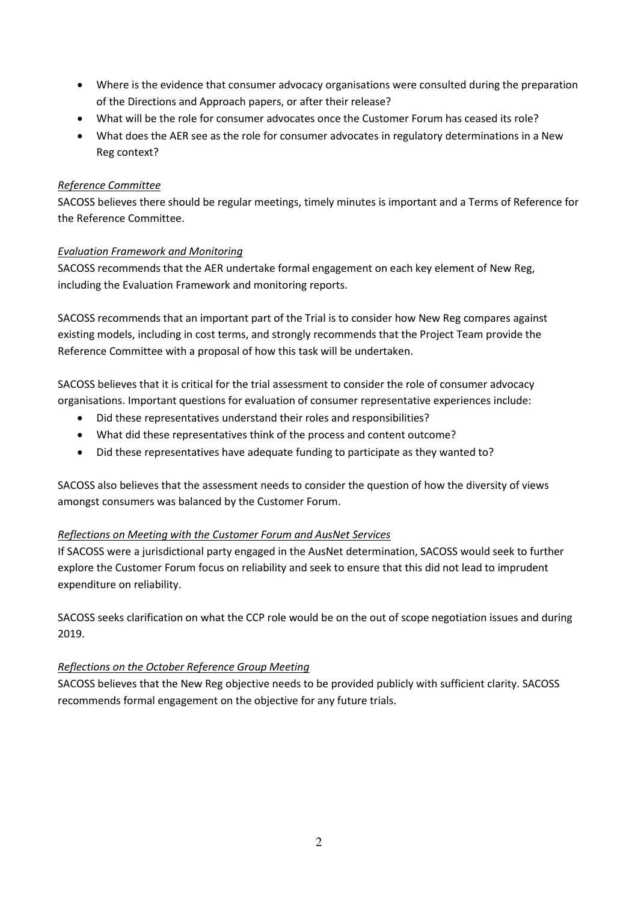- Where is the evidence that consumer advocacy organisations were consulted during the preparation of the Directions and Approach papers, or after their release?
- What will be the role for consumer advocates once the Customer Forum has ceased its role?
- What does the AER see as the role for consumer advocates in regulatory determinations in a New Reg context?

*Reference Committee*

SACOSS believes there should be regular meetings, timely minutes is important and a Terms of Reference for the Reference Committee.

*Evaluation Framework and Monitoring*

SACOSS recommends that the AER undertake formal engagement on each key element of New Reg, including the Evaluation Framework and monitoring reports.

SACOSS recommends that an important part of the Trial is to consider how New Reg compares against existing models, including in cost terms, and strongly recommends that the Project Team provide the Reference Committee with a proposal of how this task will be undertaken.

SACOSS believes that it is critical for the trial assessment to consider the role of consumer advocacy organisations. Important questions for evaluation of consumer representative experiences include:

- Did these representatives understand their roles and responsibilities?
- What did these representatives think of the process and content outcome?
- Did these representatives have adequate funding to participate as they wanted to?

SACOSS also believes that the assessment needs to consider the question of how the diversity of views amongst consumers was balanced by the Customer Forum.

*Reflections on Meeting with the Customer Forum and AusNet Services*

If SACOSS were a jurisdictional party engaged in the AusNet determination, SACOSS would seek to further explore the Customer Forum focus on reliability and seek to ensure that this did not lead to imprudent expenditure on reliability.

SACOSS seeks clarification on what the CCP role would be on the out of scope negotiation issues and during 2019.

*Reflections on the October Reference Group Meeting*

SACOSS believes that the New Reg objective needs to be provided publicly with sufficient clarity. SACOSS recommends formal engagement on the objective for any future trials.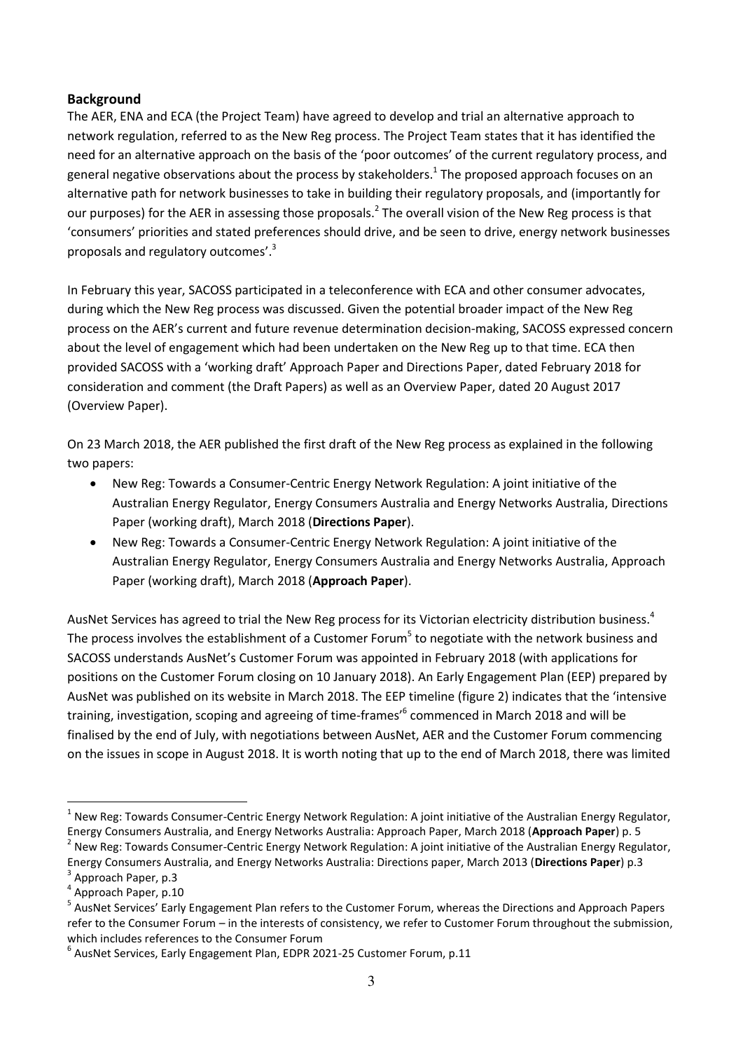## Background

The AER, ENA and ECA (the Project Team) have agreed to develop and trial an alternative approach to network regulation, referred to as the New Reg process. The Project Team states that it has identified the need for an alternative approach on the basis of the 'poor outcomes' of the current regulatory process, and general negative observations about the process by stakeholders.[1] The proposed approach focuses on an alternative path for network businesses to take in building their regulatory proposals, and (importantly for our purposes) for the AER in assessing those proposals.[2] The overall vision of the New Reg process is that 'consumers' priorities and stated preferences should drive, and be seen to drive, energy network businesses proposals and regulatory outcomes'.[3]

In February this year, SACOSS participated in a teleconference with ECA and other consumer advocates, during which the New Reg process was discussed. Given the potential broader impact of the New Reg process on the AER's current and future revenue determination decision-making, SACOSS expressed concern about the level of engagement which had been undertaken on the New Reg up to that time. ECA then provided SACOSS with a 'working draft' Approach Paper and Directions Paper, dated February 2018 for consideration and comment (the Draft Papers) as well as an Overview Paper, dated 20 August 2017 (Overview Paper).

On 23 March 2018, the AER published the first draft of the New Reg process as explained in the following two papers:

- New Reg: Towards a Consumer-Centric Energy Network Regulation: A joint initiative of the Australian Energy Regulator, Energy Consumers Australia and Energy Networks Australia, Directions Paper (working draft), March 2018 (**Directions Paper**).
- New Reg: Towards a Consumer-Centric Energy Network Regulation: A joint initiative of the Australian Energy Regulator, Energy Consumers Australia and Energy Networks Australia, Approach Paper (working draft), March 2018 (**Approach Paper**).

AusNet Services has agreed to trial the New Reg process for its Victorian electricity distribution business.[4] The process involves the establishment of a Customer Forum[5] to negotiate with the network business and SACOSS understands AusNet's Customer Forum was appointed in February 2018 (with applications for positions on the Customer Forum closing on 10 January 2018). An Early Engagement Plan (EEP) prepared by AusNet was published on its website in March 2018. The EEP timeline (figure 2) indicates that the 'intensive training, investigation, scoping and agreeing of time-frames'[6] commenced in March 2018 and will be finalised by the end of July, with negotiations between AusNet, AER and the Customer Forum commencing on the issues in scope in August 2018. It is worth noting that up to the end of March 2018, there was limited

---

[1] New Reg: Towards Consumer-Centric Energy Network Regulation: A joint initiative of the Australian Energy Regulator, Energy Consumers Australia, and Energy Networks Australia: Approach Paper, March 2018 (**Approach Paper**) p. 5

[2] New Reg: Towards Consumer-Centric Energy Network Regulation: A joint initiative of the Australian Energy Regulator, Energy Consumers Australia, and Energy Networks Australia: Directions paper, March 2013 (**Directions Paper**) p.3

[3] Approach Paper, p.3

[4] Approach Paper, p.10

[5] AusNet Services' Early Engagement Plan refers to the Customer Forum, whereas the Directions and Approach Papers refer to the Consumer Forum – in the interests of consistency, we refer to Customer Forum throughout the submission, which includes references to the Consumer Forum

[6] AusNet Services, Early Engagement Plan, EDPR 2021-25 Customer Forum, p.11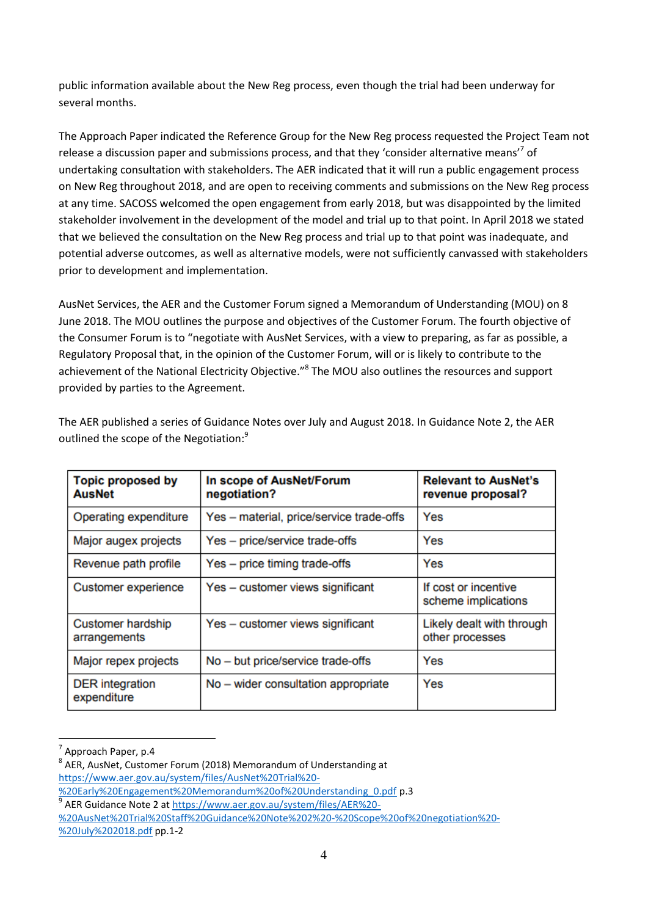public information available about the New Reg process, even though the trial had been underway for several months.

The Approach Paper indicated the Reference Group for the New Reg process requested the Project Team not release a discussion paper and submissions process, and that they 'consider alternative means'[7] of undertaking consultation with stakeholders. The AER indicated that it will run a public engagement process on New Reg throughout 2018, and are open to receiving comments and submissions on the New Reg process at any time. SACOSS welcomed the open engagement from early 2018, but was disappointed by the limited stakeholder involvement in the development of the model and trial up to that point. In April 2018 we stated that we believed the consultation on the New Reg process and trial up to that point was inadequate, and potential adverse outcomes, as well as alternative models, were not sufficiently canvassed with stakeholders prior to development and implementation.

AusNet Services, the AER and the Customer Forum signed a Memorandum of Understanding (MOU) on 8 June 2018. The MOU outlines the purpose and objectives of the Customer Forum. The fourth objective of the Consumer Forum is to "negotiate with AusNet Services, with a view to preparing, as far as possible, a Regulatory Proposal that, in the opinion of the Customer Forum, will or is likely to contribute to the achievement of the National Electricity Objective."[8] The MOU also outlines the resources and support provided by parties to the Agreement.

The AER published a series of Guidance Notes over July and August 2018. In Guidance Note 2, the AER outlined the scope of the Negotiation:[9]

| Topic proposed by AusNet | In scope of AusNet/Forum negotiation? | Relevant to AusNet's revenue proposal? |
|---|---|---|
| Operating expenditure | Yes – material, price/service trade-offs | Yes |
| Major augex projects | Yes – price/service trade-offs | Yes |
| Revenue path profile | Yes – price timing trade-offs | Yes |
| Customer experience | Yes – customer views significant | If cost or incentive scheme implications |
| Customer hardship arrangements | Yes – customer views significant | Likely dealt with through other processes |
| Major repex projects | No – but price/service trade-offs | Yes |
| DER integration expenditure | No – wider consultation appropriate | Yes |

[7] Approach Paper, p.4

[8] AER, AusNet, Customer Forum (2018) Memorandum of Understanding at https://www.aer.gov.au/system/files/AusNet%20Trial%20-%20Early%20Engagement%20Memorandum%20of%20Understanding_0.pdf p.3

[9] AER Guidance Note 2 at https://www.aer.gov.au/system/files/AER%20-%20AusNet%20Trial%20Staff%20Guidance%20Note%202%20-%20Scope%20of%20negotiation%20-%20July%202018.pdf pp.1-2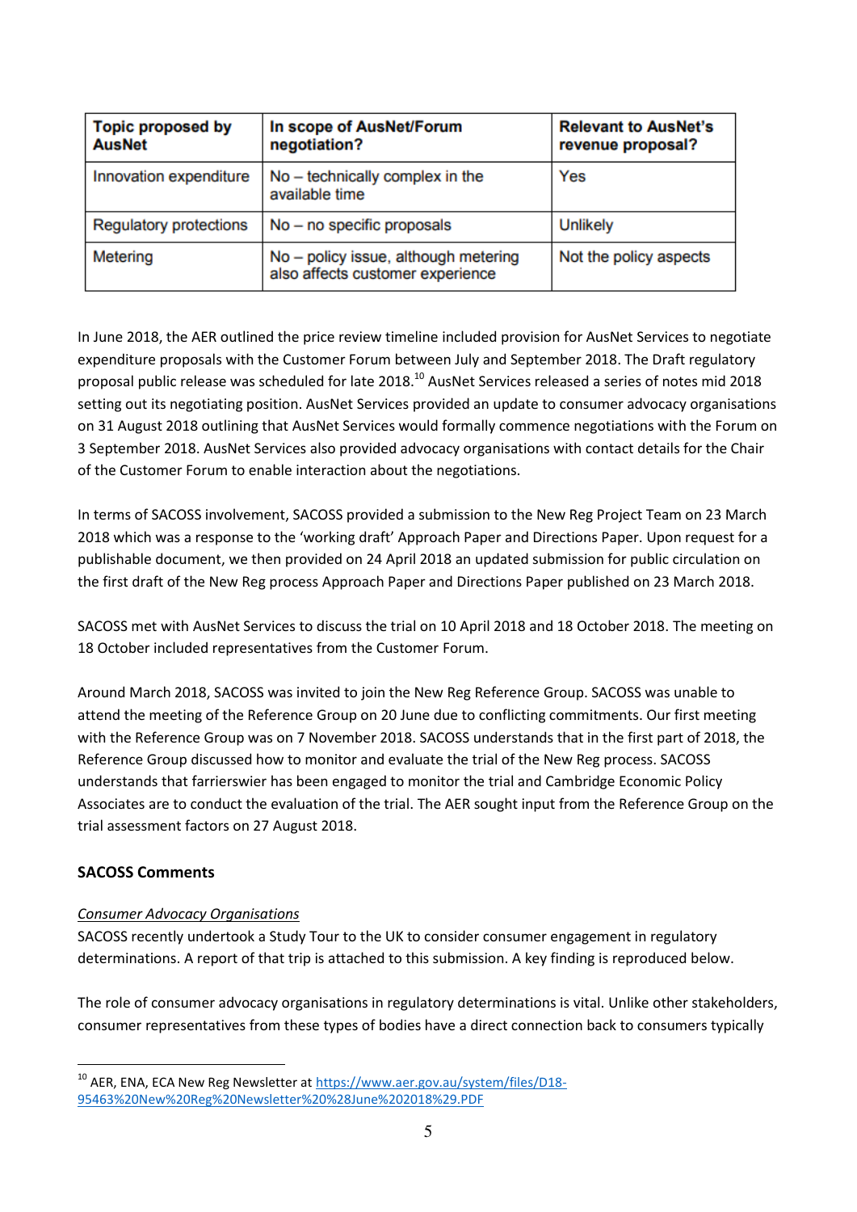| Topic proposed by AusNet | In scope of AusNet/Forum negotiation? | Relevant to AusNet's revenue proposal? |
|---|---|---|
| Innovation expenditure | No – technically complex in the available time | Yes |
| Regulatory protections | No – no specific proposals | Unlikely |
| Metering | No – policy issue, although metering also affects customer experience | Not the policy aspects |

In June 2018, the AER outlined the price review timeline included provision for AusNet Services to negotiate expenditure proposals with the Customer Forum between July and September 2018. The Draft regulatory proposal public release was scheduled for late 2018.[10] AusNet Services released a series of notes mid 2018 setting out its negotiating position. AusNet Services provided an update to consumer advocacy organisations on 31 August 2018 outlining that AusNet Services would formally commence negotiations with the Forum on 3 September 2018. AusNet Services also provided advocacy organisations with contact details for the Chair of the Customer Forum to enable interaction about the negotiations.

In terms of SACOSS involvement, SACOSS provided a submission to the New Reg Project Team on 23 March 2018 which was a response to the 'working draft' Approach Paper and Directions Paper. Upon request for a publishable document, we then provided on 24 April 2018 an updated submission for public circulation on the first draft of the New Reg process Approach Paper and Directions Paper published on 23 March 2018.

SACOSS met with AusNet Services to discuss the trial on 10 April 2018 and 18 October 2018. The meeting on 18 October included representatives from the Customer Forum.

Around March 2018, SACOSS was invited to join the New Reg Reference Group. SACOSS was unable to attend the meeting of the Reference Group on 20 June due to conflicting commitments. Our first meeting with the Reference Group was on 7 November 2018. SACOSS understands that in the first part of 2018, the Reference Group discussed how to monitor and evaluate the trial of the New Reg process. SACOSS understands that farrierswier has been engaged to monitor the trial and Cambridge Economic Policy Associates are to conduct the evaluation of the trial. The AER sought input from the Reference Group on the trial assessment factors on 27 August 2018.

### SACOSS Comments

*Consumer Advocacy Organisations*

SACOSS recently undertook a Study Tour to the UK to consider consumer engagement in regulatory determinations. A report of that trip is attached to this submission. A key finding is reproduced below.

The role of consumer advocacy organisations in regulatory determinations is vital. Unlike other stakeholders, consumer representatives from these types of bodies have a direct connection back to consumers typically

[10] AER, ENA, ECA New Reg Newsletter at https://www.aer.gov.au/system/files/D18-95463%20New%20Reg%20Newsletter%20%28June%202018%29.PDF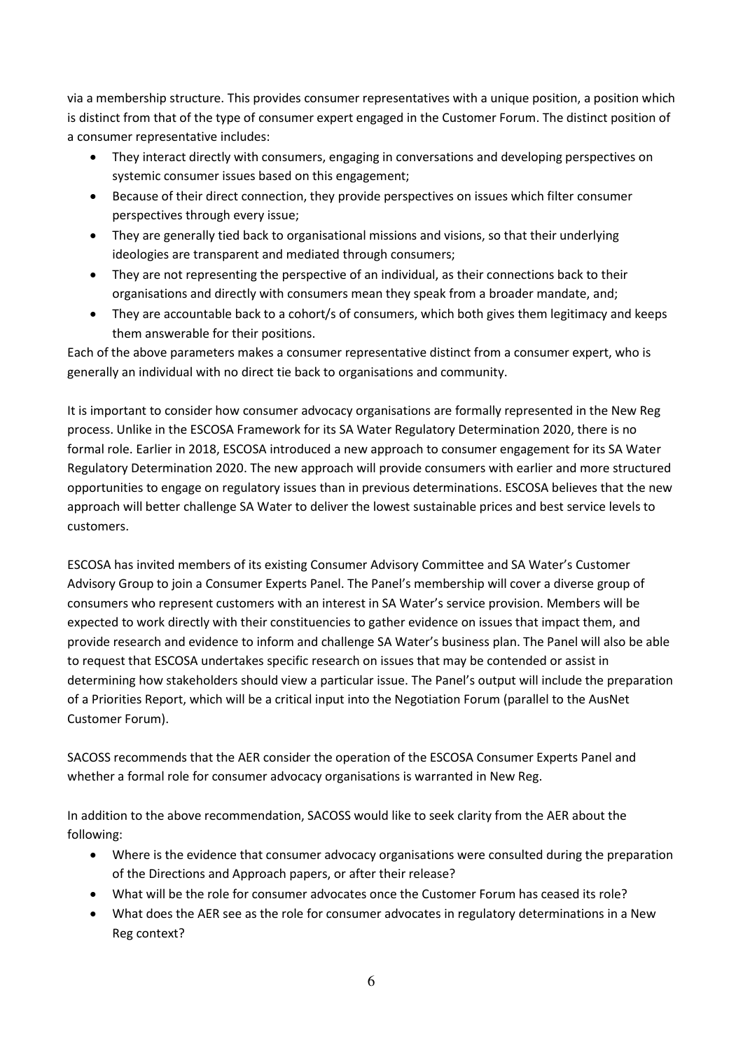via a membership structure. This provides consumer representatives with a unique position, a position which is distinct from that of the type of consumer expert engaged in the Customer Forum. The distinct position of a consumer representative includes:

- They interact directly with consumers, engaging in conversations and developing perspectives on systemic consumer issues based on this engagement;
- Because of their direct connection, they provide perspectives on issues which filter consumer perspectives through every issue;
- They are generally tied back to organisational missions and visions, so that their underlying ideologies are transparent and mediated through consumers;
- They are not representing the perspective of an individual, as their connections back to their organisations and directly with consumers mean they speak from a broader mandate, and;
- They are accountable back to a cohort/s of consumers, which both gives them legitimacy and keeps them answerable for their positions.

Each of the above parameters makes a consumer representative distinct from a consumer expert, who is generally an individual with no direct tie back to organisations and community.

It is important to consider how consumer advocacy organisations are formally represented in the New Reg process. Unlike in the ESCOSA Framework for its SA Water Regulatory Determination 2020, there is no formal role. Earlier in 2018, ESCOSA introduced a new approach to consumer engagement for its SA Water Regulatory Determination 2020. The new approach will provide consumers with earlier and more structured opportunities to engage on regulatory issues than in previous determinations. ESCOSA believes that the new approach will better challenge SA Water to deliver the lowest sustainable prices and best service levels to customers.

ESCOSA has invited members of its existing Consumer Advisory Committee and SA Water's Customer Advisory Group to join a Consumer Experts Panel. The Panel's membership will cover a diverse group of consumers who represent customers with an interest in SA Water's service provision. Members will be expected to work directly with their constituencies to gather evidence on issues that impact them, and provide research and evidence to inform and challenge SA Water's business plan. The Panel will also be able to request that ESCOSA undertakes specific research on issues that may be contended or assist in determining how stakeholders should view a particular issue. The Panel's output will include the preparation of a Priorities Report, which will be a critical input into the Negotiation Forum (parallel to the AusNet Customer Forum).

SACOSS recommends that the AER consider the operation of the ESCOSA Consumer Experts Panel and whether a formal role for consumer advocacy organisations is warranted in New Reg.

In addition to the above recommendation, SACOSS would like to seek clarity from the AER about the following:

- Where is the evidence that consumer advocacy organisations were consulted during the preparation of the Directions and Approach papers, or after their release?
- What will be the role for consumer advocates once the Customer Forum has ceased its role?
- What does the AER see as the role for consumer advocates in regulatory determinations in a New Reg context?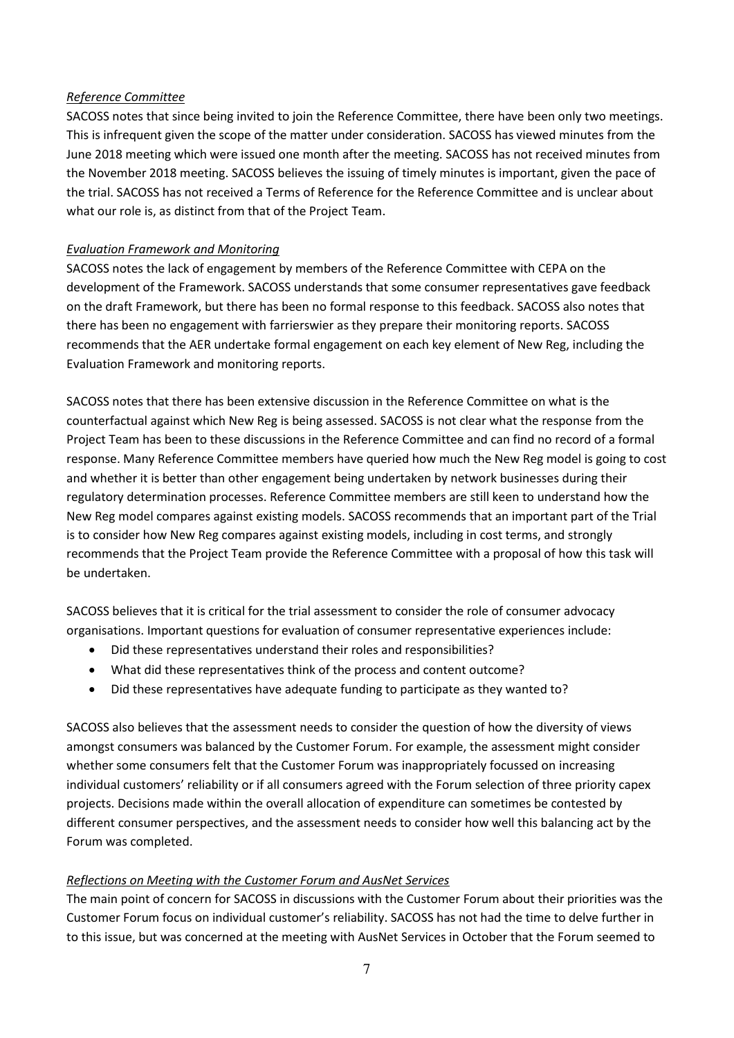*Reference Committee*

SACOSS notes that since being invited to join the Reference Committee, there have been only two meetings. This is infrequent given the scope of the matter under consideration. SACOSS has viewed minutes from the June 2018 meeting which were issued one month after the meeting. SACOSS has not received minutes from the November 2018 meeting. SACOSS believes the issuing of timely minutes is important, given the pace of the trial. SACOSS has not received a Terms of Reference for the Reference Committee and is unclear about what our role is, as distinct from that of the Project Team.

*Evaluation Framework and Monitoring*

SACOSS notes the lack of engagement by members of the Reference Committee with CEPA on the development of the Framework. SACOSS understands that some consumer representatives gave feedback on the draft Framework, but there has been no formal response to this feedback. SACOSS also notes that there has been no engagement with farrierswier as they prepare their monitoring reports. SACOSS recommends that the AER undertake formal engagement on each key element of New Reg, including the Evaluation Framework and monitoring reports.

SACOSS notes that there has been extensive discussion in the Reference Committee on what is the counterfactual against which New Reg is being assessed. SACOSS is not clear what the response from the Project Team has been to these discussions in the Reference Committee and can find no record of a formal response. Many Reference Committee members have queried how much the New Reg model is going to cost and whether it is better than other engagement being undertaken by network businesses during their regulatory determination processes. Reference Committee members are still keen to understand how the New Reg model compares against existing models. SACOSS recommends that an important part of the Trial is to consider how New Reg compares against existing models, including in cost terms, and strongly recommends that the Project Team provide the Reference Committee with a proposal of how this task will be undertaken.

SACOSS believes that it is critical for the trial assessment to consider the role of consumer advocacy organisations. Important questions for evaluation of consumer representative experiences include:

- Did these representatives understand their roles and responsibilities?
- What did these representatives think of the process and content outcome?
- Did these representatives have adequate funding to participate as they wanted to?

SACOSS also believes that the assessment needs to consider the question of how the diversity of views amongst consumers was balanced by the Customer Forum. For example, the assessment might consider whether some consumers felt that the Customer Forum was inappropriately focussed on increasing individual customers' reliability or if all consumers agreed with the Forum selection of three priority capex projects. Decisions made within the overall allocation of expenditure can sometimes be contested by different consumer perspectives, and the assessment needs to consider how well this balancing act by the Forum was completed.

*Reflections on Meeting with the Customer Forum and AusNet Services*

The main point of concern for SACOSS in discussions with the Customer Forum about their priorities was the Customer Forum focus on individual customer's reliability. SACOSS has not had the time to delve further in to this issue, but was concerned at the meeting with AusNet Services in October that the Forum seemed to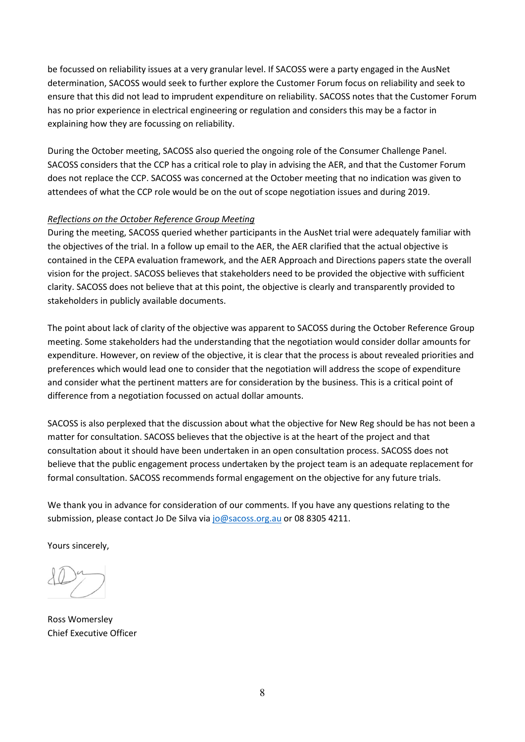be focussed on reliability issues at a very granular level. If SACOSS were a party engaged in the AusNet determination, SACOSS would seek to further explore the Customer Forum focus on reliability and seek to ensure that this did not lead to imprudent expenditure on reliability. SACOSS notes that the Customer Forum has no prior experience in electrical engineering or regulation and considers this may be a factor in explaining how they are focussing on reliability.

During the October meeting, SACOSS also queried the ongoing role of the Consumer Challenge Panel. SACOSS considers that the CCP has a critical role to play in advising the AER, and that the Customer Forum does not replace the CCP. SACOSS was concerned at the October meeting that no indication was given to attendees of what the CCP role would be on the out of scope negotiation issues and during 2019.

*Reflections on the October Reference Group Meeting*

During the meeting, SACOSS queried whether participants in the AusNet trial were adequately familiar with the objectives of the trial. In a follow up email to the AER, the AER clarified that the actual objective is contained in the CEPA evaluation framework, and the AER Approach and Directions papers state the overall vision for the project. SACOSS believes that stakeholders need to be provided the objective with sufficient clarity. SACOSS does not believe that at this point, the objective is clearly and transparently provided to stakeholders in publicly available documents.

The point about lack of clarity of the objective was apparent to SACOSS during the October Reference Group meeting. Some stakeholders had the understanding that the negotiation would consider dollar amounts for expenditure. However, on review of the objective, it is clear that the process is about revealed priorities and preferences which would lead one to consider that the negotiation will address the scope of expenditure and consider what the pertinent matters are for consideration by the business. This is a critical point of difference from a negotiation focussed on actual dollar amounts.

SACOSS is also perplexed that the discussion about what the objective for New Reg should be has not been a matter for consultation. SACOSS believes that the objective is at the heart of the project and that consultation about it should have been undertaken in an open consultation process. SACOSS does not believe that the public engagement process undertaken by the project team is an adequate replacement for formal consultation. SACOSS recommends formal engagement on the objective for any future trials.

We thank you in advance for consideration of our comments. If you have any questions relating to the submission, please contact Jo De Silva via jo@sacoss.org.au or 08 8305 4211.

Yours sincerely,

Ross Womersley
Chief Executive Officer